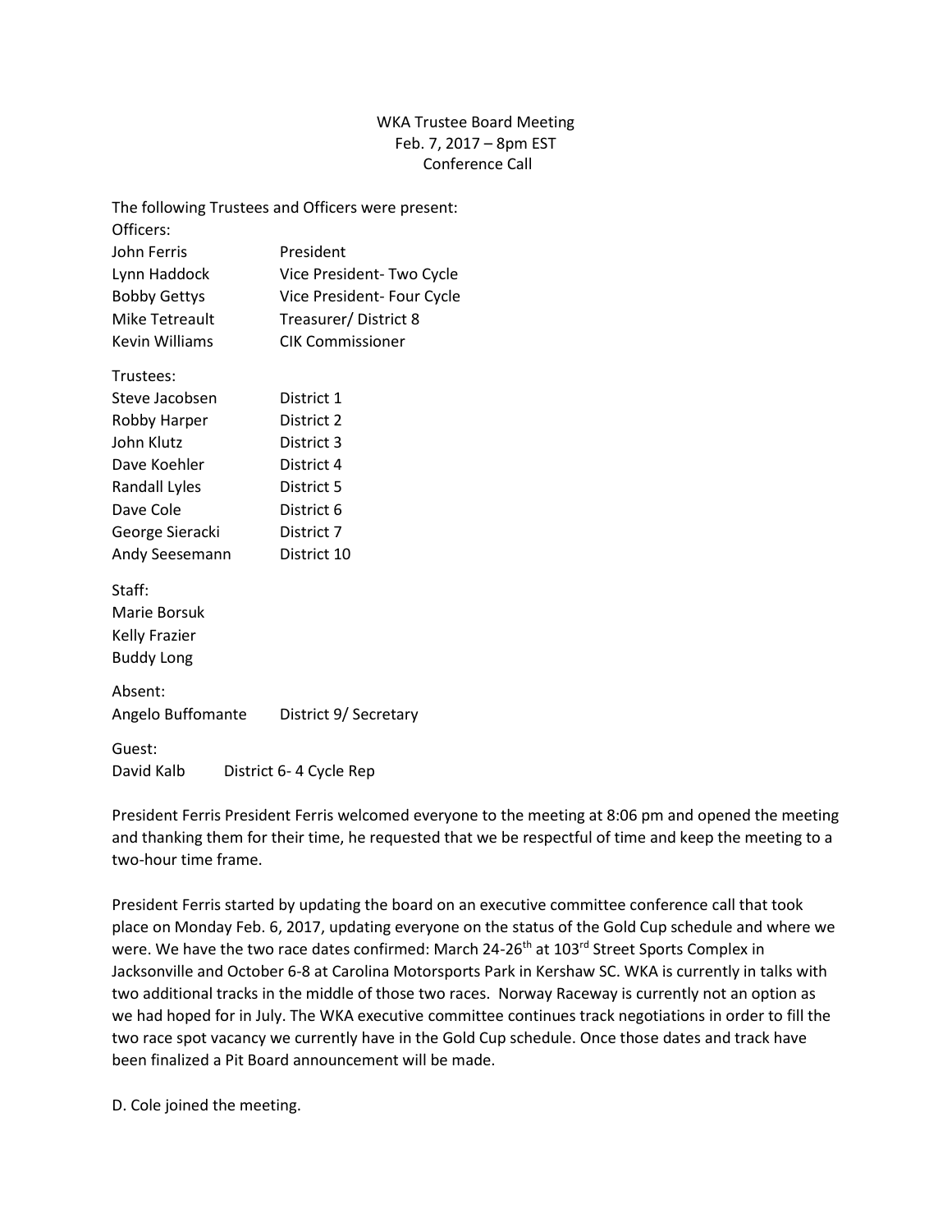# WKA Trustee Board Meeting
Feb. 7, 2017 – 8pm EST
Conference Call

The following Trustees and Officers were present:

Officers:

| | |
|---|---|
| John Ferris | President |
| Lynn Haddock | Vice President- Two Cycle |
| Bobby Gettys | Vice President- Four Cycle |
| Mike Tetreault | Treasurer/ District 8 |
| Kevin Williams | CIK Commissioner |

Trustees:

| | |
|---|---|
| Steve Jacobsen | District 1 |
| Robby Harper | District 2 |
| John Klutz | District 3 |
| Dave Koehler | District 4 |
| Randall Lyles | District 5 |
| Dave Cole | District 6 |
| George Sieracki | District 7 |
| Andy Seesemann | District 10 |

Staff:
Marie Borsuk
Kelly Frazier
Buddy Long

Absent:
Angelo Buffomante District 9/ Secretary

Guest:
David Kalb District 6- 4 Cycle Rep

President Ferris President Ferris welcomed everyone to the meeting at 8:06 pm and opened the meeting and thanking them for their time, he requested that we be respectful of time and keep the meeting to a two-hour time frame.

President Ferris started by updating the board on an executive committee conference call that took place on Monday Feb. 6, 2017, updating everyone on the status of the Gold Cup schedule and where we were. We have the two race dates confirmed: March 24-26th at 103rd Street Sports Complex in Jacksonville and October 6-8 at Carolina Motorsports Park in Kershaw SC. WKA is currently in talks with two additional tracks in the middle of those two races. Norway Raceway is currently not an option as we had hoped for in July. The WKA executive committee continues track negotiations in order to fill the two race spot vacancy we currently have in the Gold Cup schedule. Once those dates and track have been finalized a Pit Board announcement will be made.

D. Cole joined the meeting.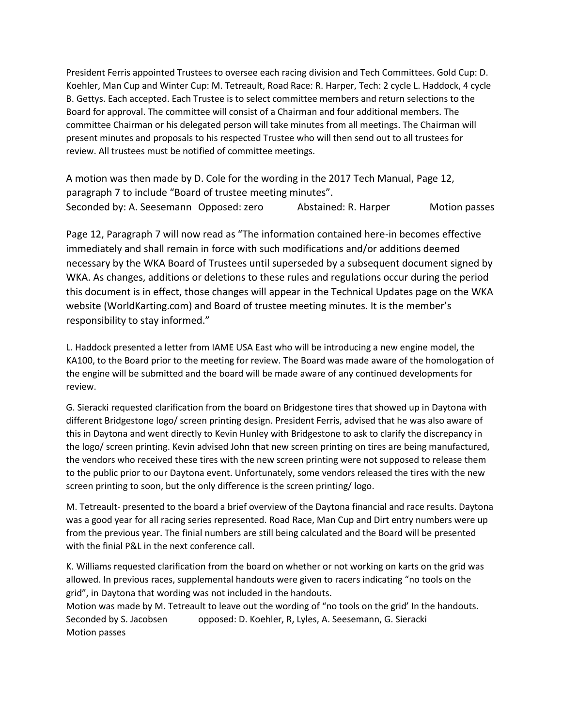President Ferris appointed Trustees to oversee each racing division and Tech Committees. Gold Cup: D. Koehler, Man Cup and Winter Cup: M. Tetreault, Road Race: R. Harper, Tech: 2 cycle L. Haddock, 4 cycle B. Gettys. Each accepted. Each Trustee is to select committee members and return selections to the Board for approval. The committee will consist of a Chairman and four additional members. The committee Chairman or his delegated person will take minutes from all meetings. The Chairman will present minutes and proposals to his respected Trustee who will then send out to all trustees for review. All trustees must be notified of committee meetings.

A motion was then made by D. Cole for the wording in the 2017 Tech Manual, Page 12, paragraph 7 to include "Board of trustee meeting minutes".
Seconded by: A. Seesemann Opposed: zero Abstained: R. Harper Motion passes

Page 12, Paragraph 7 will now read as "The information contained here-in becomes effective immediately and shall remain in force with such modifications and/or additions deemed necessary by the WKA Board of Trustees until superseded by a subsequent document signed by WKA. As changes, additions or deletions to these rules and regulations occur during the period this document is in effect, those changes will appear in the Technical Updates page on the WKA website (WorldKarting.com) and Board of trustee meeting minutes. It is the member's responsibility to stay informed."

L. Haddock presented a letter from IAME USA East who will be introducing a new engine model, the KA100, to the Board prior to the meeting for review. The Board was made aware of the homologation of the engine will be submitted and the board will be made aware of any continued developments for review.

G. Sieracki requested clarification from the board on Bridgestone tires that showed up in Daytona with different Bridgestone logo/ screen printing design. President Ferris, advised that he was also aware of this in Daytona and went directly to Kevin Hunley with Bridgestone to ask to clarify the discrepancy in the logo/ screen printing. Kevin advised John that new screen printing on tires are being manufactured, the vendors who received these tires with the new screen printing were not supposed to release them to the public prior to our Daytona event. Unfortunately, some vendors released the tires with the new screen printing to soon, but the only difference is the screen printing/ logo.

M. Tetreault- presented to the board a brief overview of the Daytona financial and race results. Daytona was a good year for all racing series represented. Road Race, Man Cup and Dirt entry numbers were up from the previous year. The finial numbers are still being calculated and the Board will be presented with the finial P&L in the next conference call.

K. Williams requested clarification from the board on whether or not working on karts on the grid was allowed. In previous races, supplemental handouts were given to racers indicating "no tools on the grid", in Daytona that wording was not included in the handouts.
Motion was made by M. Tetreault to leave out the wording of "no tools on the grid' In the handouts.
Seconded by S. Jacobsen opposed: D. Koehler, R, Lyles, A. Seesemann, G. Sieracki
Motion passes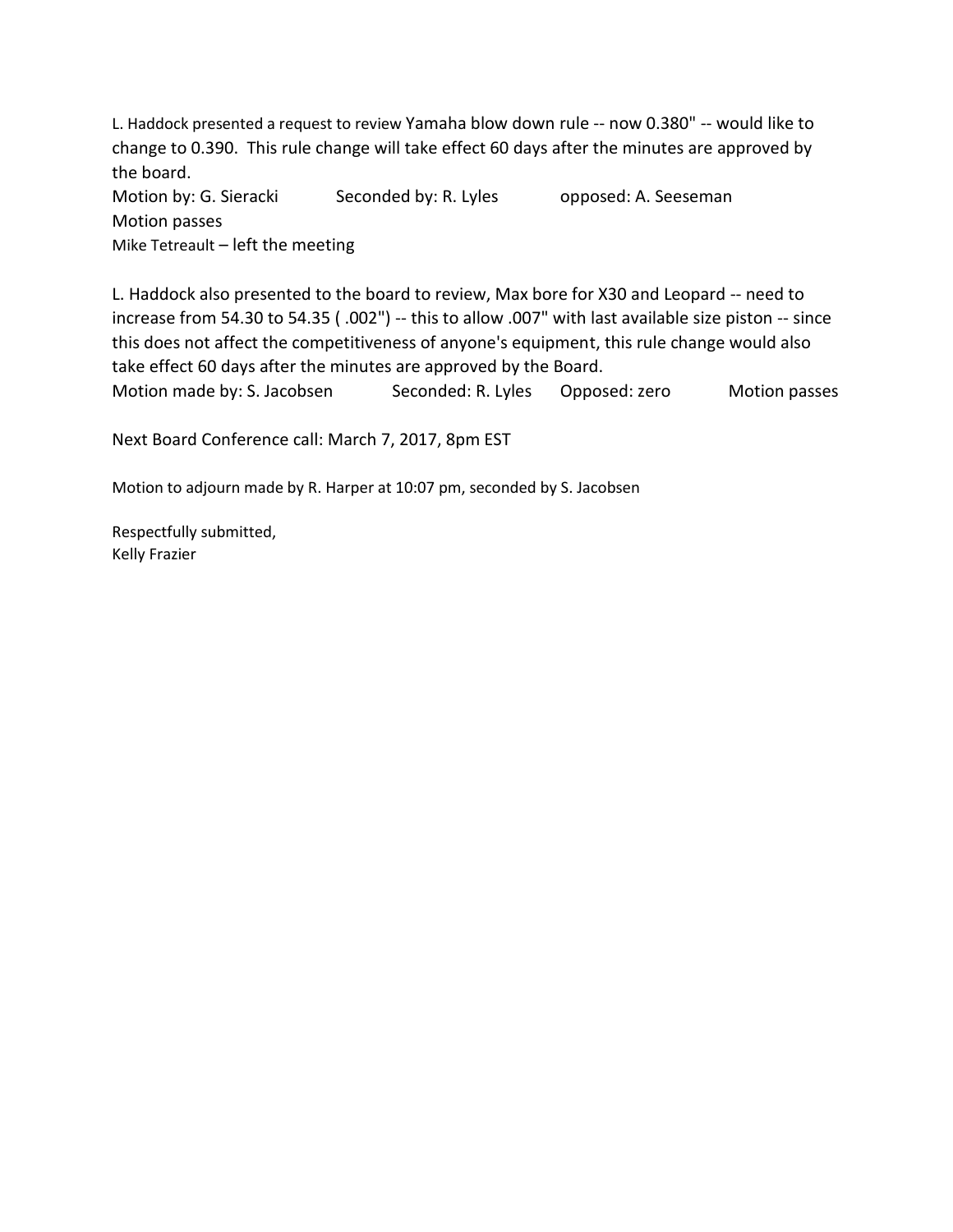L. Haddock presented a request to review Yamaha blow down rule -- now 0.380" -- would like to change to 0.390. This rule change will take effect 60 days after the minutes are approved by the board.

Motion by: G. Sieracki    Seconded by: R. Lyles    opposed: A. Seeseman

Motion passes

Mike Tetreault – left the meeting

L. Haddock also presented to the board to review, Max bore for X30 and Leopard -- need to increase from 54.30 to 54.35 ( .002") -- this to allow .007" with last available size piston -- since this does not affect the competitiveness of anyone's equipment, this rule change would also take effect 60 days after the minutes are approved by the Board.

Motion made by: S. Jacobsen    Seconded: R. Lyles    Opposed: zero    Motion passes

Next Board Conference call: March 7, 2017, 8pm EST

Motion to adjourn made by R. Harper at 10:07 pm, seconded by S. Jacobsen

Respectfully submitted,
Kelly Frazier